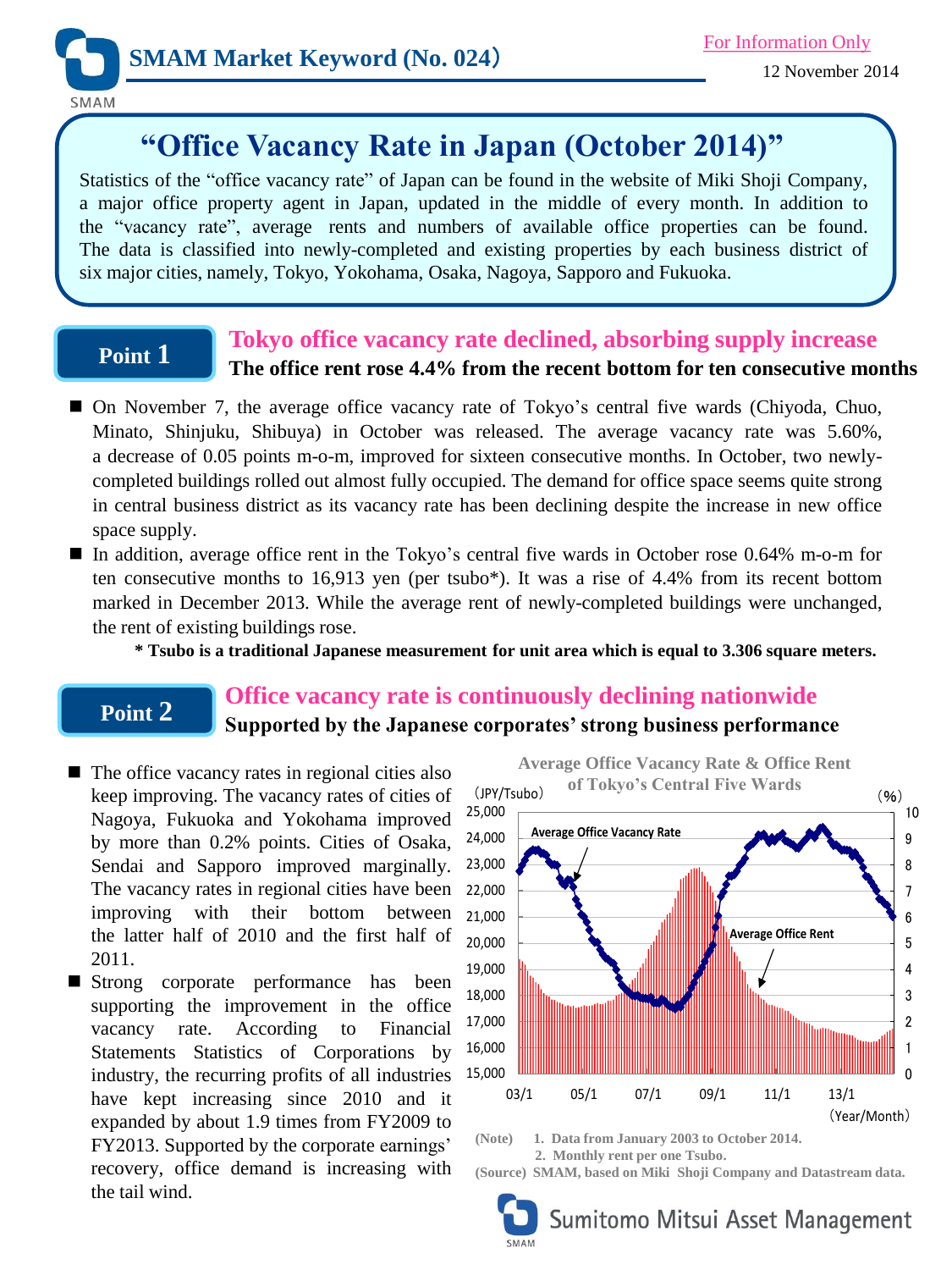# SMAM Market Keyword (No. 024)

For Information Only

12 November 2014

## "Office Vacancy Rate in Japan (October 2014)"

Statistics of the "office vacancy rate" of Japan can be found in the website of Miki Shoji Company, a major office property agent in Japan, updated in the middle of every month. In addition to the "vacancy rate", average rents and numbers of available office properties can be found. The data is classified into newly-completed and existing properties by each business district of six major cities, namely, Tokyo, Yokohama, Osaka, Nagoya, Sapporo and Fukuoka.

## Point 1

### Tokyo office vacancy rate declined, absorbing supply increase

**The office rent rose 4.4% from the recent bottom for ten consecutive months**

- On November 7, the average office vacancy rate of Tokyo's central five wards (Chiyoda, Chuo, Minato, Shinjuku, Shibuya) in October was released. The average vacancy rate was 5.60%, a decrease of 0.05 points m-o-m, improved for sixteen consecutive months. In October, two newly-completed buildings rolled out almost fully occupied. The demand for office space seems quite strong in central business district as its vacancy rate has been declining despite the increase in new office space supply.
- In addition, average office rent in the Tokyo's central five wards in October rose 0.64% m-o-m for ten consecutive months to 16,913 yen (per tsubo*). It was a rise of 4.4% from its recent bottom marked in December 2013. While the average rent of newly-completed buildings were unchanged, the rent of existing buildings rose.

**\* Tsubo is a traditional Japanese measurement for unit area which is equal to 3.306 square meters.**

## Point 2

### Office vacancy rate is continuously declining nationwide

**Supported by the Japanese corporates' strong business performance**

- The office vacancy rates in regional cities also keep improving. The vacancy rates of cities of Nagoya, Fukuoka and Yokohama improved by more than 0.2% points. Cities of Osaka, Sendai and Sapporo improved marginally. The vacancy rates in regional cities have been improving with their bottom between the latter half of 2010 and the first half of 2011.
- Strong corporate performance has been supporting the improvement in the office vacancy rate. According to Financial Statements Statistics of Corporations by industry, the recurring profits of all industries have kept increasing since 2010 and it expanded by about 1.9 times from FY2009 to FY2013. Supported by the corporate earnings' recovery, office demand is increasing with the tail wind.

**Average Office Vacancy Rate & Office Rent of Tokyo's Central Five Wards**

(Note) 1. Data from January 2003 to October 2014.
2. Monthly rent per one Tsubo.

(Source) SMAM, based on Miki Shoji Company and Datastream data.

Sumitomo Mitsui Asset Management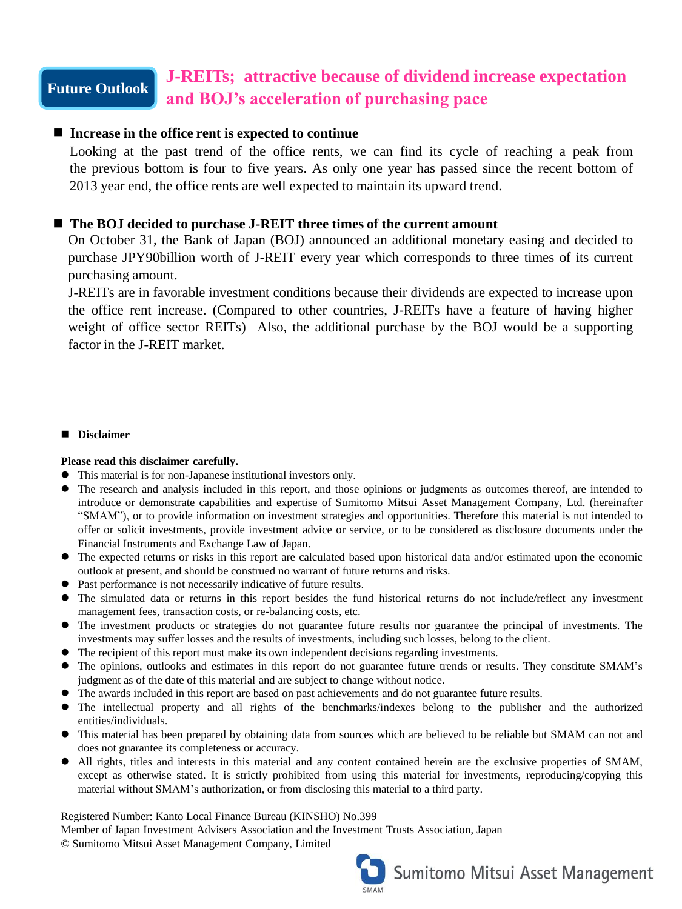## Future Outlook

# J-REITs; attractive because of dividend increase expectation and BOJ's acceleration of purchasing pace

### ■ Increase in the office rent is expected to continue

Looking at the past trend of the office rents, we can find its cycle of reaching a peak from the previous bottom is four to five years. As only one year has passed since the recent bottom of 2013 year end, the office rents are well expected to maintain its upward trend.

### ■ The BOJ decided to purchase J-REIT three times of the current amount

On October 31, the Bank of Japan (BOJ) announced an additional monetary easing and decided to purchase JPY90billion worth of J-REIT every year which corresponds to three times of its current purchasing amount.

J-REITs are in favorable investment conditions because their dividends are expected to increase upon the office rent increase. (Compared to other countries, J-REITs have a feature of having higher weight of office sector REITs) Also, the additional purchase by the BOJ would be a supporting factor in the J-REIT market.

### ■ Disclaimer

**Please read this disclaimer carefully.**

- This material is for non-Japanese institutional investors only.
- The research and analysis included in this report, and those opinions or judgments as outcomes thereof, are intended to introduce or demonstrate capabilities and expertise of Sumitomo Mitsui Asset Management Company, Ltd. (hereinafter "SMAM"), or to provide information on investment strategies and opportunities. Therefore this material is not intended to offer or solicit investments, provide investment advice or service, or to be considered as disclosure documents under the Financial Instruments and Exchange Law of Japan.
- The expected returns or risks in this report are calculated based upon historical data and/or estimated upon the economic outlook at present, and should be construed no warrant of future returns and risks.
- Past performance is not necessarily indicative of future results.
- The simulated data or returns in this report besides the fund historical returns do not include/reflect any investment management fees, transaction costs, or re-balancing costs, etc.
- The investment products or strategies do not guarantee future results nor guarantee the principal of investments. The investments may suffer losses and the results of investments, including such losses, belong to the client.
- The recipient of this report must make its own independent decisions regarding investments.
- The opinions, outlooks and estimates in this report do not guarantee future trends or results. They constitute SMAM's judgment as of the date of this material and are subject to change without notice.
- The awards included in this report are based on past achievements and do not guarantee future results.
- The intellectual property and all rights of the benchmarks/indexes belong to the publisher and the authorized entities/individuals.
- This material has been prepared by obtaining data from sources which are believed to be reliable but SMAM can not and does not guarantee its completeness or accuracy.
- All rights, titles and interests in this material and any content contained herein are the exclusive properties of SMAM, except as otherwise stated. It is strictly prohibited from using this material for investments, reproducing/copying this material without SMAM's authorization, or from disclosing this material to a third party.

Registered Number: Kanto Local Finance Bureau (KINSHO) No.399
Member of Japan Investment Advisers Association and the Investment Trusts Association, Japan
© Sumitomo Mitsui Asset Management Company, Limited

SMAM Sumitomo Mitsui Asset Management